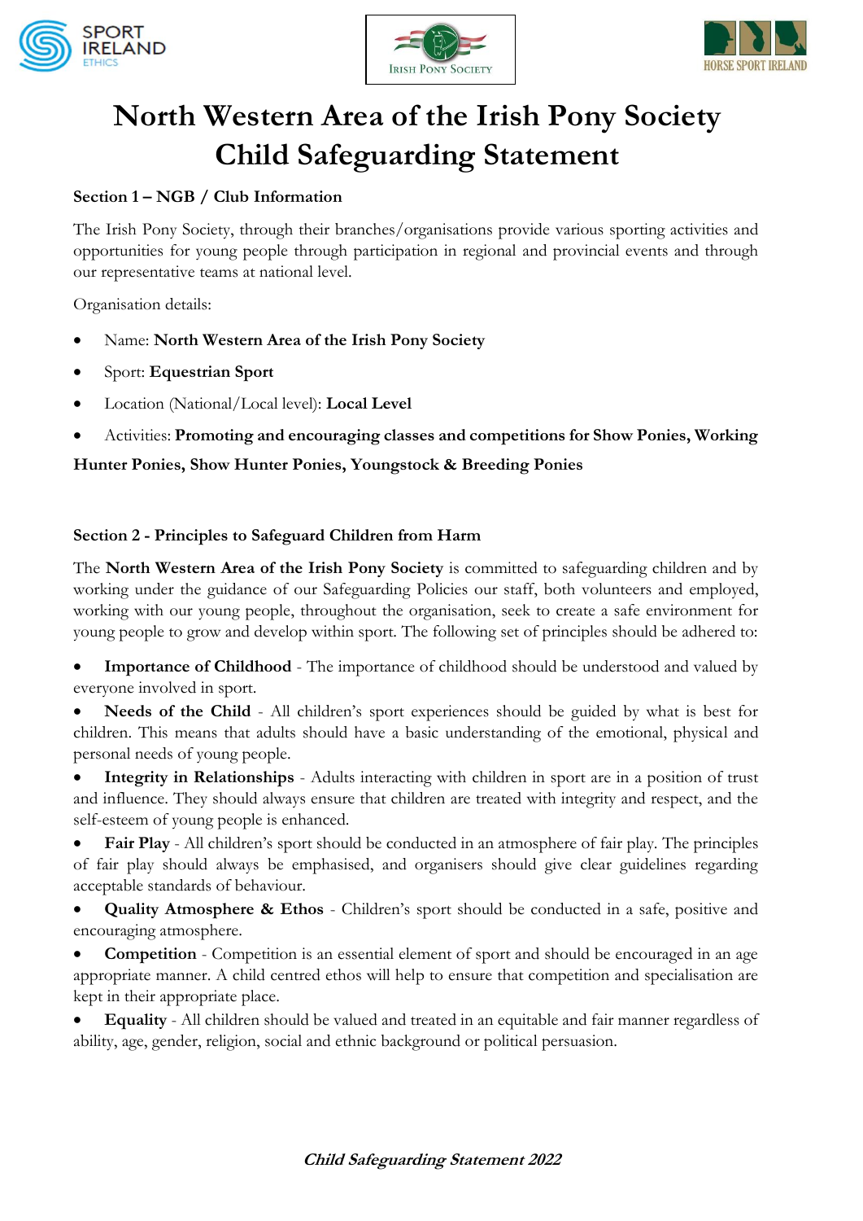# North Western Area of the Irish Pony Society Child Safeguarding Statement

**Section 1 – NGB / Club Information**

The Irish Pony Society, through their branches/organisations provide various sporting activities and opportunities for young people through participation in regional and provincial events and through our representative teams at national level.

Organisation details:

- Name: **North Western Area of the Irish Pony Society**
- Sport: **Equestrian Sport**
- Location (National/Local level): **Local Level**
- Activities: **Promoting and encouraging classes and competitions for Show Ponies, Working Hunter Ponies, Show Hunter Ponies, Youngstock & Breeding Ponies**

**Section 2 - Principles to Safeguard Children from Harm**

The **North Western Area of the Irish Pony Society** is committed to safeguarding children and by working under the guidance of our Safeguarding Policies our staff, both volunteers and employed, working with our young people, throughout the organisation, seek to create a safe environment for young people to grow and develop within sport. The following set of principles should be adhered to:

- **Importance of Childhood** - The importance of childhood should be understood and valued by everyone involved in sport.
- **Needs of the Child** - All children's sport experiences should be guided by what is best for children. This means that adults should have a basic understanding of the emotional, physical and personal needs of young people.
- **Integrity in Relationships** - Adults interacting with children in sport are in a position of trust and influence. They should always ensure that children are treated with integrity and respect, and the self-esteem of young people is enhanced.
- **Fair Play** - All children's sport should be conducted in an atmosphere of fair play. The principles of fair play should always be emphasised, and organisers should give clear guidelines regarding acceptable standards of behaviour.
- **Quality Atmosphere & Ethos** - Children's sport should be conducted in a safe, positive and encouraging atmosphere.
- **Competition** - Competition is an essential element of sport and should be encouraged in an age appropriate manner. A child centred ethos will help to ensure that competition and specialisation are kept in their appropriate place.
- **Equality** - All children should be valued and treated in an equitable and fair manner regardless of ability, age, gender, religion, social and ethnic background or political persuasion.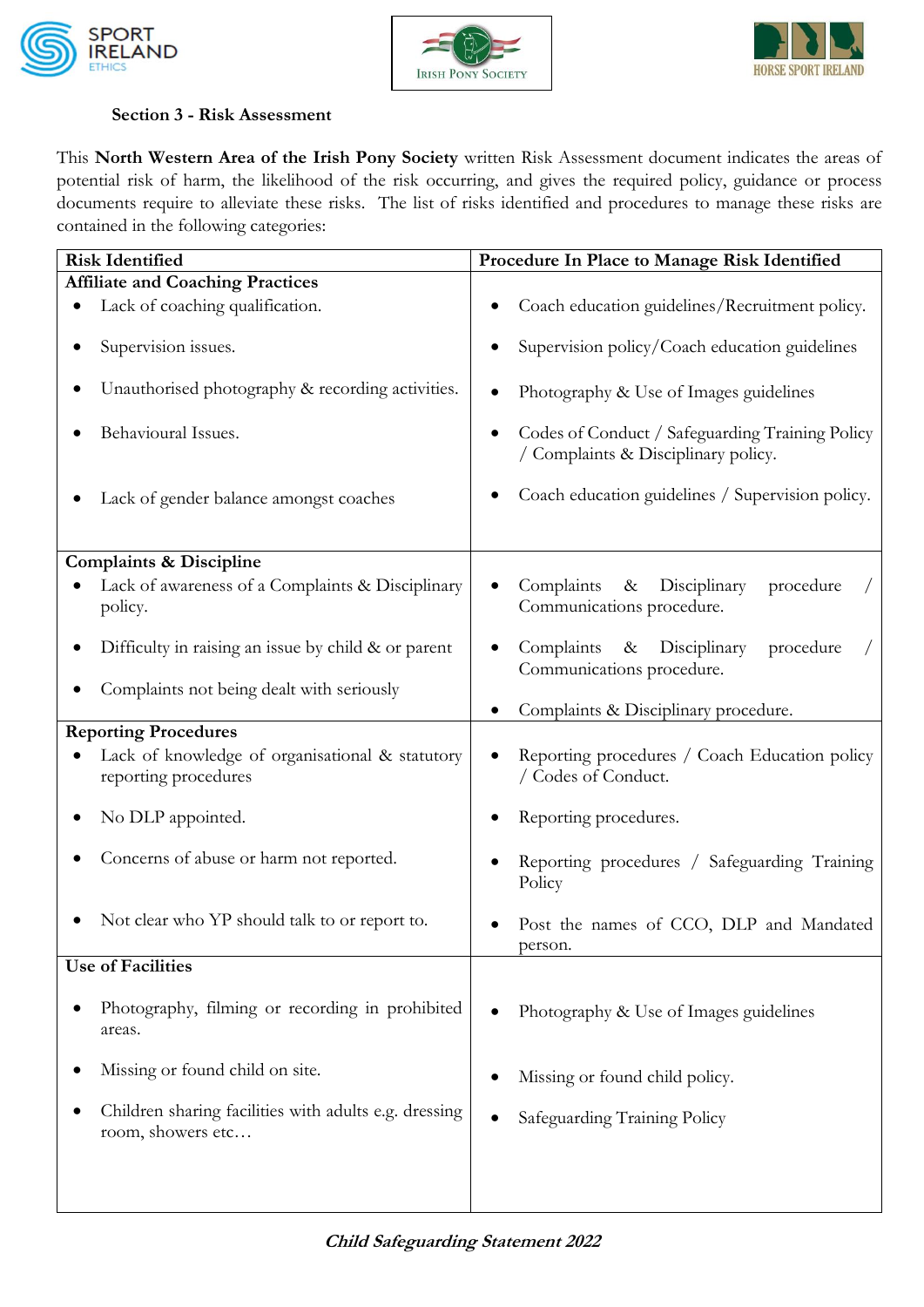**Section 3 - Risk Assessment**

This **North Western Area of the Irish Pony Society** written Risk Assessment document indicates the areas of potential risk of harm, the likelihood of the risk occurring, and gives the required policy, guidance or process documents require to alleviate these risks. The list of risks identified and procedures to manage these risks are contained in the following categories:

| Risk Identified | Procedure In Place to Manage Risk Identified |
|---|---|
| **Affiliate and Coaching Practices** | |
| • Lack of coaching qualification. | • Coach education guidelines/Recruitment policy. |
| • Supervision issues. | • Supervision policy/Coach education guidelines |
| • Unauthorised photography & recording activities. | • Photography & Use of Images guidelines |
| • Behavioural Issues. | • Codes of Conduct / Safeguarding Training Policy / Complaints & Disciplinary policy. |
| • Lack of gender balance amongst coaches | • Coach education guidelines / Supervision policy. |
| **Complaints & Discipline** | |
| • Lack of awareness of a Complaints & Disciplinary policy. | • Complaints & Disciplinary procedure / Communications procedure. |
| • Difficulty in raising an issue by child & or parent | • Complaints & Disciplinary procedure / Communications procedure. |
| • Complaints not being dealt with seriously | • Complaints & Disciplinary procedure. |
| **Reporting Procedures** | |
| • Lack of knowledge of organisational & statutory reporting procedures | • Reporting procedures / Coach Education policy / Codes of Conduct. |
| • No DLP appointed. | • Reporting procedures. |
| • Concerns of abuse or harm not reported. | • Reporting procedures / Safeguarding Training Policy |
| • Not clear who YP should talk to or report to. | • Post the names of CCO, DLP and Mandated person. |
| **Use of Facilities** | |
| • Photography, filming or recording in prohibited areas. | • Photography & Use of Images guidelines |
| • Missing or found child on site. | • Missing or found child policy. |
| • Children sharing facilities with adults e.g. dressing room, showers etc… | • Safeguarding Training Policy |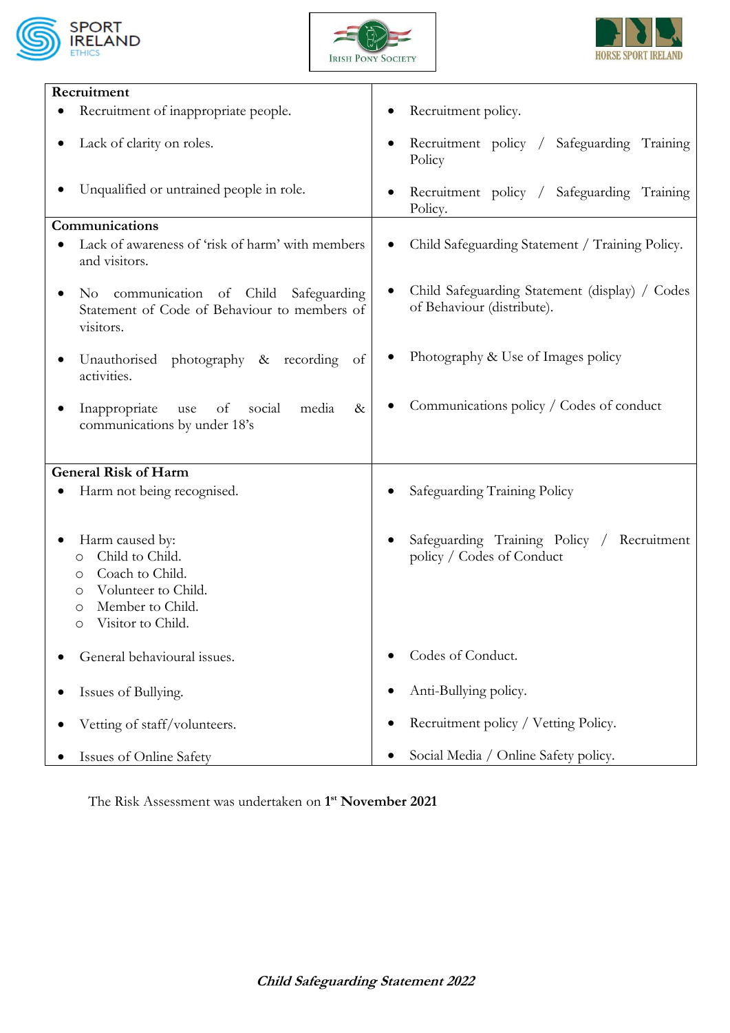| Risk | Procedure |
|---|---|
| **Recruitment** | |
| • Recruitment of inappropriate people. | • Recruitment policy. |
| • Lack of clarity on roles. | • Recruitment policy / Safeguarding Training Policy |
| • Unqualified or untrained people in role. | • Recruitment policy / Safeguarding Training Policy. |
| **Communications** | |
| • Lack of awareness of 'risk of harm' with members and visitors. | • Child Safeguarding Statement / Training Policy. |
| • No communication of Child Safeguarding Statement of Code of Behaviour to members of visitors. | • Child Safeguarding Statement (display) / Codes of Behaviour (distribute). |
| • Unauthorised photography & recording of activities. | • Photography & Use of Images policy |
| • Inappropriate use of social media & communications by under 18's | • Communications policy / Codes of conduct |
| **General Risk of Harm** | |
| • Harm not being recognised. | • Safeguarding Training Policy |
| • Harm caused by: <br> ○ Child to Child. <br> ○ Coach to Child. <br> ○ Volunteer to Child. <br> ○ Member to Child. <br> ○ Visitor to Child. | • Safeguarding Training Policy / Recruitment policy / Codes of Conduct |
| • General behavioural issues. | • Codes of Conduct. |
| • Issues of Bullying. | • Anti-Bullying policy. |
| • Vetting of staff/volunteers. | • Recruitment policy / Vetting Policy. |
| • Issues of Online Safety | • Social Media / Online Safety policy. |

The Risk Assessment was undertaken on **1st November 2021**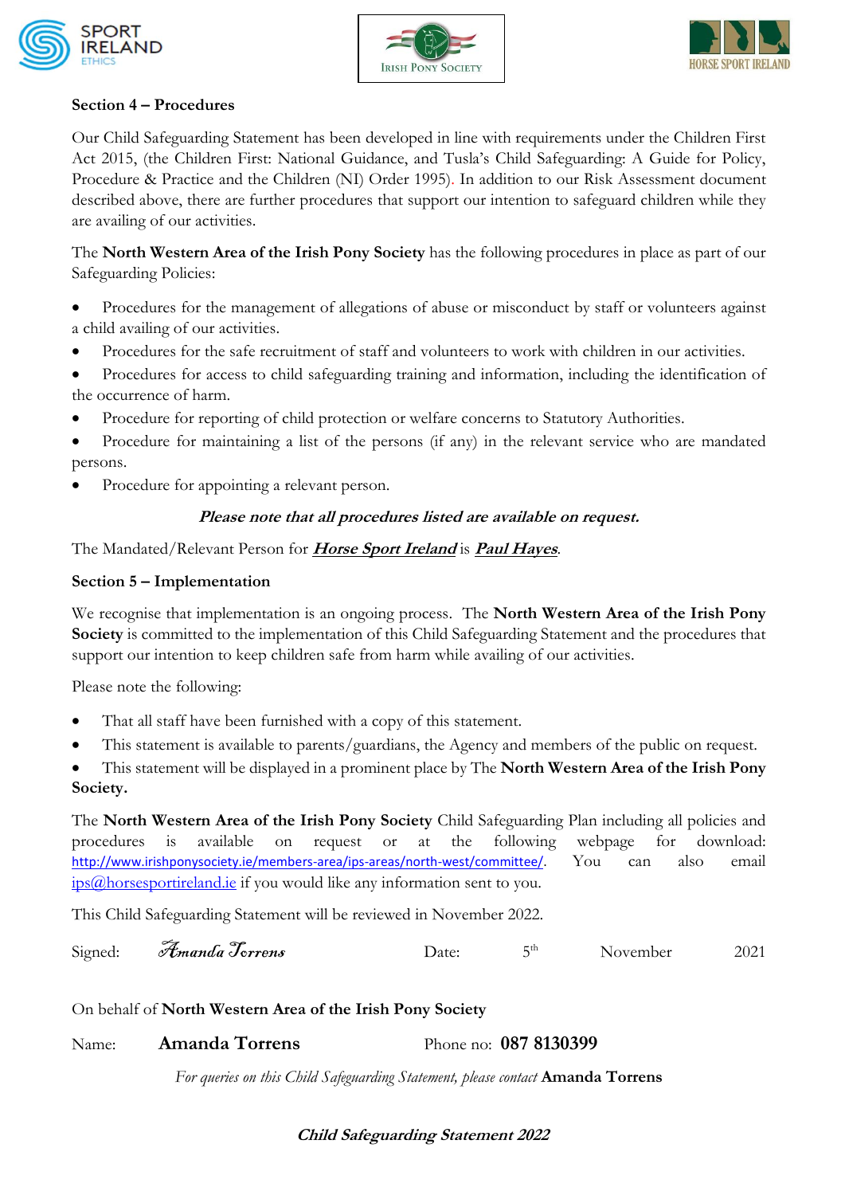**Section 4 – Procedures**

Our Child Safeguarding Statement has been developed in line with requirements under the Children First Act 2015, (the Children First: National Guidance, and Tusla's Child Safeguarding: A Guide for Policy, Procedure & Practice and the Children (NI) Order 1995). In addition to our Risk Assessment document described above, there are further procedures that support our intention to safeguard children while they are availing of our activities.

The **North Western Area of the Irish Pony Society** has the following procedures in place as part of our Safeguarding Policies:

- Procedures for the management of allegations of abuse or misconduct by staff or volunteers against a child availing of our activities.
- Procedures for the safe recruitment of staff and volunteers to work with children in our activities.
- Procedures for access to child safeguarding training and information, including the identification of the occurrence of harm.
- Procedure for reporting of child protection or welfare concerns to Statutory Authorities.
- Procedure for maintaining a list of the persons (if any) in the relevant service who are mandated persons.
- Procedure for appointing a relevant person.

***Please note that all procedures listed are available on request.***

The Mandated/Relevant Person for ***Horse Sport Ireland*** is ***Paul Hayes***.

**Section 5 – Implementation**

We recognise that implementation is an ongoing process. The **North Western Area of the Irish Pony Society** is committed to the implementation of this Child Safeguarding Statement and the procedures that support our intention to keep children safe from harm while availing of our activities.

Please note the following:

- That all staff have been furnished with a copy of this statement.
- This statement is available to parents/guardians, the Agency and members of the public on request.
- This statement will be displayed in a prominent place by The **North Western Area of the Irish Pony Society.**

The **North Western Area of the Irish Pony Society** Child Safeguarding Plan including all policies and procedures is available on request or at the following webpage for download: http://www.irishponysociety.ie/members-area/ips-areas/north-west/committee/. You can also email ips@horsesportireland.ie if you would like any information sent to you.

This Child Safeguarding Statement will be reviewed in November 2022.

Signed: *Amanda Torrens* Date: 5th November 2021

On behalf of **North Western Area of the Irish Pony Society**

Name: **Amanda Torrens** Phone no: **087 8130399**

*For queries on this Child Safeguarding Statement, please contact* **Amanda Torrens**

***Child Safeguarding Statement 2022***